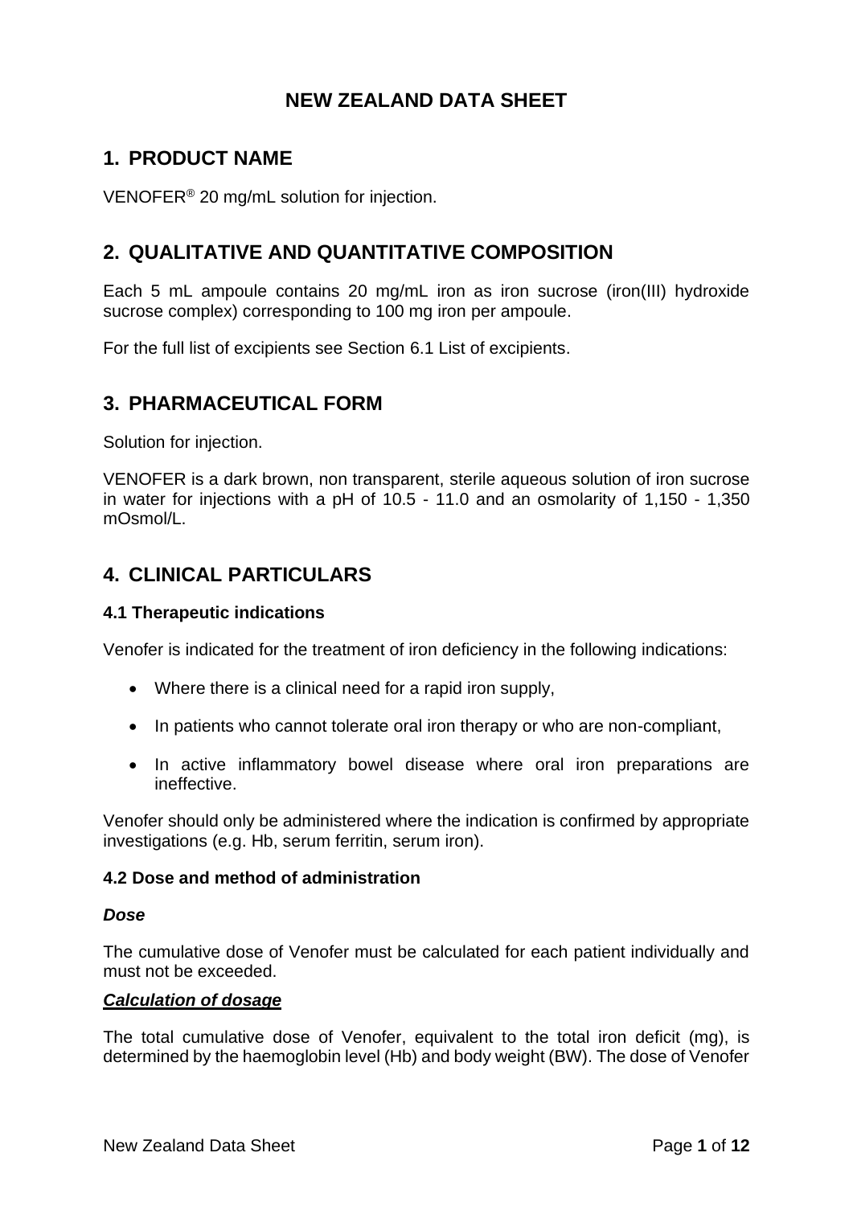# NEW ZEALAND DATA SHEET

## 1. PRODUCT NAME

VENOFER® 20 mg/mL solution for injection.

## 2. QUALITATIVE AND QUANTITATIVE COMPOSITION

Each 5 mL ampoule contains 20 mg/mL iron as iron sucrose (iron(III) hydroxide sucrose complex) corresponding to 100 mg iron per ampoule.

For the full list of excipients see Section 6.1 List of excipients.

## 3. PHARMACEUTICAL FORM

Solution for injection.

VENOFER is a dark brown, non transparent, sterile aqueous solution of iron sucrose in water for injections with a pH of 10.5 - 11.0 and an osmolarity of 1,150 - 1,350 mOsmol/L.

## 4. CLINICAL PARTICULARS

### 4.1 Therapeutic indications

Venofer is indicated for the treatment of iron deficiency in the following indications:

- Where there is a clinical need for a rapid iron supply,
- In patients who cannot tolerate oral iron therapy or who are non-compliant,
- In active inflammatory bowel disease where oral iron preparations are ineffective.

Venofer should only be administered where the indication is confirmed by appropriate investigations (e.g. Hb, serum ferritin, serum iron).

### 4.2 Dose and method of administration

***Dose***

The cumulative dose of Venofer must be calculated for each patient individually and must not be exceeded.

***<u>Calculation of dosage</u>***

The total cumulative dose of Venofer, equivalent to the total iron deficit (mg), is determined by the haemoglobin level (Hb) and body weight (BW). The dose of Venofer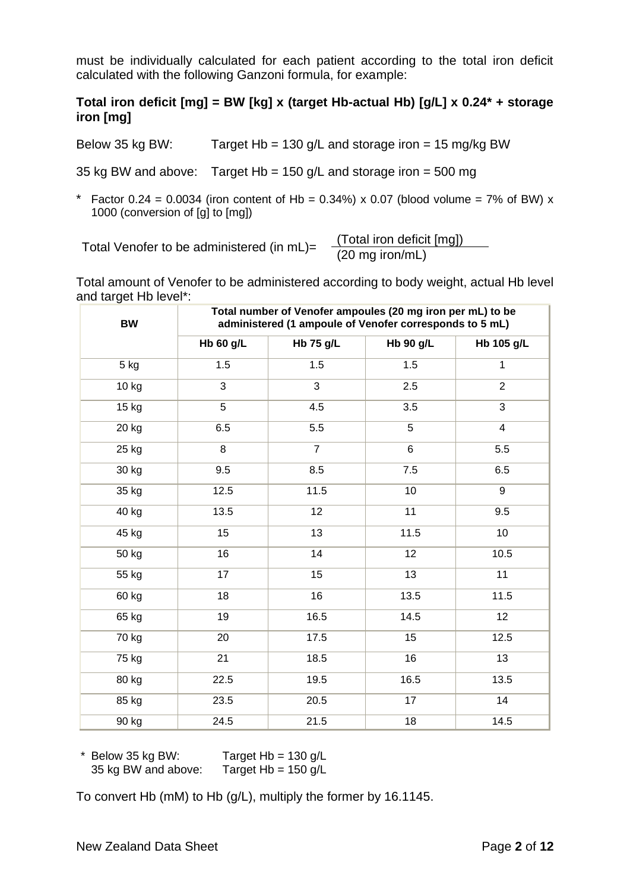must be individually calculated for each patient according to the total iron deficit calculated with the following Ganzoni formula, for example:

**Total iron deficit [mg] = BW [kg] x (target Hb-actual Hb) [g/L] x 0.24* + storage iron [mg]**

Below 35 kg BW: Target Hb = 130 g/L and storage iron = 15 mg/kg BW

35 kg BW and above: Target Hb = 150 g/L and storage iron = 500 mg

* Factor 0.24 = 0.0034 (iron content of Hb = 0.34%) x 0.07 (blood volume = 7% of BW) x 1000 (conversion of [g] to [mg])

$$\text{Total Venofer to be administered (in mL)} = \frac{\text{(Total iron deficit [mg])}}{\text{(20 mg iron/mL)}}$$

Total amount of Venofer to be administered according to body weight, actual Hb level and target Hb level*:

| BW | Total number of Venofer ampoules (20 mg iron per mL) to be administered (1 ampoule of Venofer corresponds to 5 mL) | | | |
|---|---|---|---|---|
| | **Hb 60 g/L** | **Hb 75 g/L** | **Hb 90 g/L** | **Hb 105 g/L** |
| 5 kg | 1.5 | 1.5 | 1.5 | 1 |
| 10 kg | 3 | 3 | 2.5 | 2 |
| 15 kg | 5 | 4.5 | 3.5 | 3 |
| 20 kg | 6.5 | 5.5 | 5 | 4 |
| 25 kg | 8 | 7 | 6 | 5.5 |
| 30 kg | 9.5 | 8.5 | 7.5 | 6.5 |
| 35 kg | 12.5 | 11.5 | 10 | 9 |
| 40 kg | 13.5 | 12 | 11 | 9.5 |
| 45 kg | 15 | 13 | 11.5 | 10 |
| 50 kg | 16 | 14 | 12 | 10.5 |
| 55 kg | 17 | 15 | 13 | 11 |
| 60 kg | 18 | 16 | 13.5 | 11.5 |
| 65 kg | 19 | 16.5 | 14.5 | 12 |
| 70 kg | 20 | 17.5 | 15 | 12.5 |
| 75 kg | 21 | 18.5 | 16 | 13 |
| 80 kg | 22.5 | 19.5 | 16.5 | 13.5 |
| 85 kg | 23.5 | 20.5 | 17 | 14 |
| 90 kg | 24.5 | 21.5 | 18 | 14.5 |

* Below 35 kg BW: Target Hb = 130 g/L
  35 kg BW and above: Target Hb = 150 g/L

To convert Hb (mM) to Hb (g/L), multiply the former by 16.1145.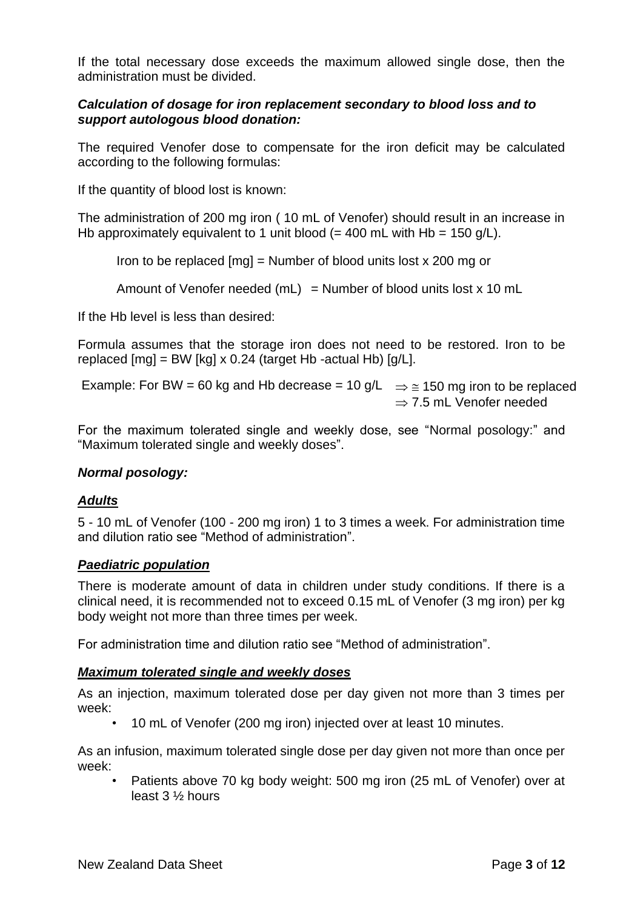If the total necessary dose exceeds the maximum allowed single dose, then the administration must be divided.

***Calculation of dosage for iron replacement secondary to blood loss and to support autologous blood donation:***

The required Venofer dose to compensate for the iron deficit may be calculated according to the following formulas:

If the quantity of blood lost is known:

The administration of 200 mg iron ( 10 mL of Venofer) should result in an increase in Hb approximately equivalent to 1 unit blood (= 400 mL with Hb = 150 g/L).

Iron to be replaced [mg] = Number of blood units lost x 200 mg or

Amount of Venofer needed (mL) = Number of blood units lost x 10 mL

If the Hb level is less than desired:

Formula assumes that the storage iron does not need to be restored. Iron to be replaced [mg] = BW [kg] x 0.24 (target Hb -actual Hb) [g/L].

Example: For BW = 60 kg and Hb decrease = 10 g/L $\Rightarrow \cong$ 150 mg iron to be replaced
$\Rightarrow$ 7.5 mL Venofer needed

For the maximum tolerated single and weekly dose, see "Normal posology:" and "Maximum tolerated single and weekly doses".

***Normal posology:***

***<u>Adults</u>***

5 - 10 mL of Venofer (100 - 200 mg iron) 1 to 3 times a week. For administration time and dilution ratio see "Method of administration".

***<u>Paediatric population</u>***

There is moderate amount of data in children under study conditions. If there is a clinical need, it is recommended not to exceed 0.15 mL of Venofer (3 mg iron) per kg body weight not more than three times per week.

For administration time and dilution ratio see "Method of administration".

***<u>Maximum tolerated single and weekly doses</u>***

As an injection, maximum tolerated dose per day given not more than 3 times per week:

- 10 mL of Venofer (200 mg iron) injected over at least 10 minutes.

As an infusion, maximum tolerated single dose per day given not more than once per week:

- Patients above 70 kg body weight: 500 mg iron (25 mL of Venofer) over at least 3 ½ hours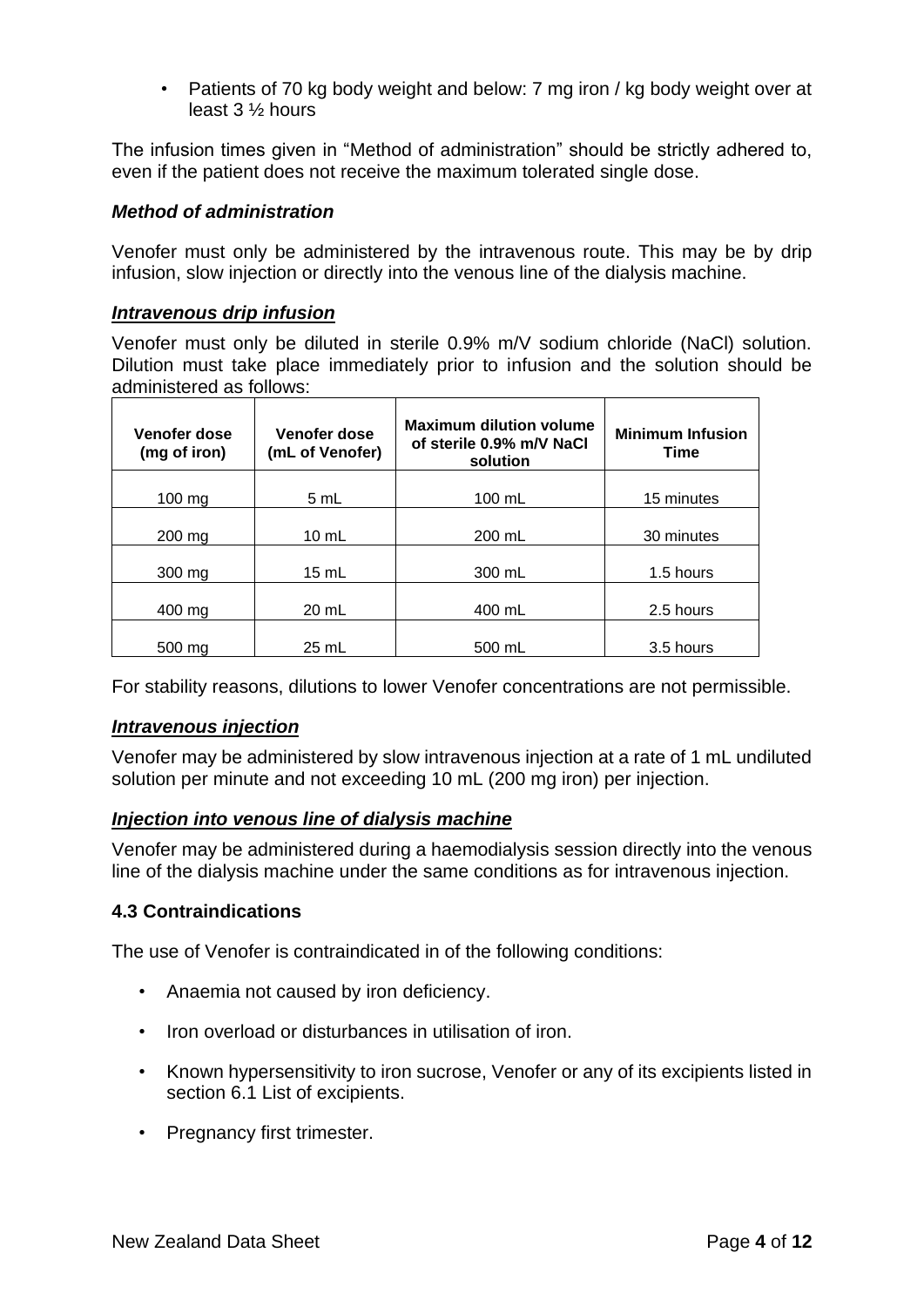- Patients of 70 kg body weight and below: 7 mg iron / kg body weight over at least 3 ½ hours

The infusion times given in “Method of administration” should be strictly adhered to, even if the patient does not receive the maximum tolerated single dose.

***Method of administration***

Venofer must only be administered by the intravenous route. This may be by drip infusion, slow injection or directly into the venous line of the dialysis machine.

***Intravenous drip infusion***

Venofer must only be diluted in sterile 0.9% m/V sodium chloride (NaCl) solution. Dilution must take place immediately prior to infusion and the solution should be administered as follows:

| Venofer dose (mg of iron) | Venofer dose (mL of Venofer) | Maximum dilution volume of sterile 0.9% m/V NaCl solution | Minimum Infusion Time |
|---|---|---|---|
| 100 mg | 5 mL | 100 mL | 15 minutes |
| 200 mg | 10 mL | 200 mL | 30 minutes |
| 300 mg | 15 mL | 300 mL | 1.5 hours |
| 400 mg | 20 mL | 400 mL | 2.5 hours |
| 500 mg | 25 mL | 500 mL | 3.5 hours |

For stability reasons, dilutions to lower Venofer concentrations are not permissible.

***Intravenous injection***

Venofer may be administered by slow intravenous injection at a rate of 1 mL undiluted solution per minute and not exceeding 10 mL (200 mg iron) per injection.

***Injection into venous line of dialysis machine***

Venofer may be administered during a haemodialysis session directly into the venous line of the dialysis machine under the same conditions as for intravenous injection.

### 4.3 Contraindications

The use of Venofer is contraindicated in of the following conditions:

- Anaemia not caused by iron deficiency.
- Iron overload or disturbances in utilisation of iron.
- Known hypersensitivity to iron sucrose, Venofer or any of its excipients listed in section 6.1 List of excipients.
- Pregnancy first trimester.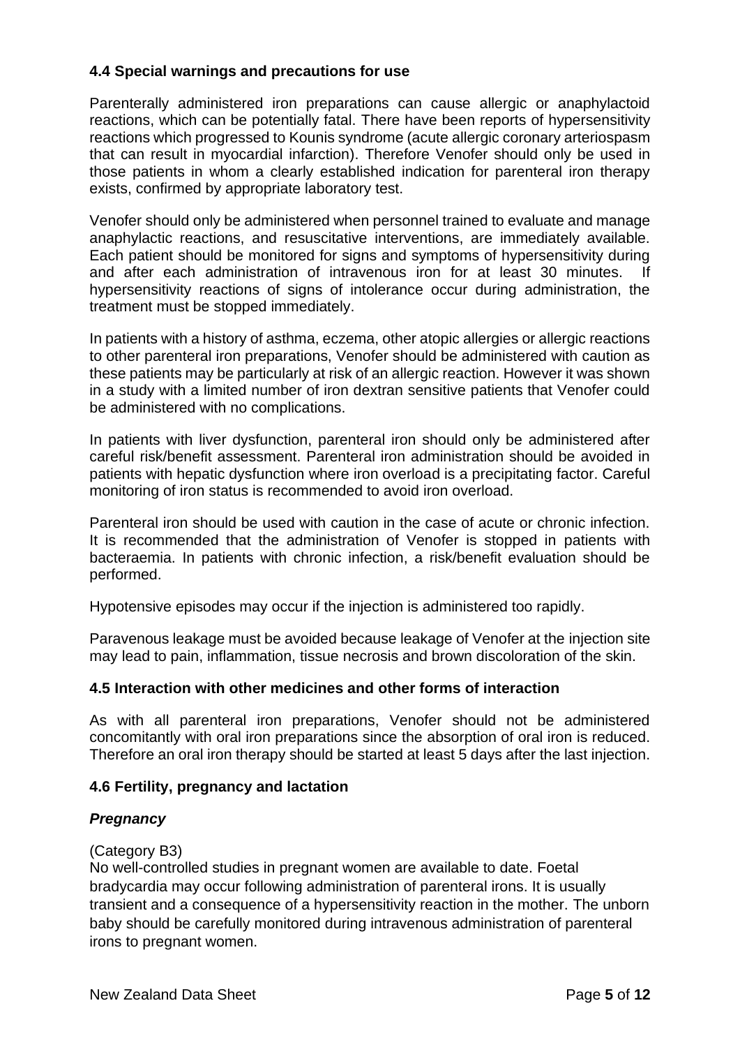### 4.4 Special warnings and precautions for use

Parenterally administered iron preparations can cause allergic or anaphylactoid reactions, which can be potentially fatal. There have been reports of hypersensitivity reactions which progressed to Kounis syndrome (acute allergic coronary arteriospasm that can result in myocardial infarction). Therefore Venofer should only be used in those patients in whom a clearly established indication for parenteral iron therapy exists, confirmed by appropriate laboratory test.

Venofer should only be administered when personnel trained to evaluate and manage anaphylactic reactions, and resuscitative interventions, are immediately available. Each patient should be monitored for signs and symptoms of hypersensitivity during and after each administration of intravenous iron for at least 30 minutes. If hypersensitivity reactions of signs of intolerance occur during administration, the treatment must be stopped immediately.

In patients with a history of asthma, eczema, other atopic allergies or allergic reactions to other parenteral iron preparations, Venofer should be administered with caution as these patients may be particularly at risk of an allergic reaction. However it was shown in a study with a limited number of iron dextran sensitive patients that Venofer could be administered with no complications.

In patients with liver dysfunction, parenteral iron should only be administered after careful risk/benefit assessment. Parenteral iron administration should be avoided in patients with hepatic dysfunction where iron overload is a precipitating factor. Careful monitoring of iron status is recommended to avoid iron overload.

Parenteral iron should be used with caution in the case of acute or chronic infection. It is recommended that the administration of Venofer is stopped in patients with bacteraemia. In patients with chronic infection, a risk/benefit evaluation should be performed.

Hypotensive episodes may occur if the injection is administered too rapidly.

Paravenous leakage must be avoided because leakage of Venofer at the injection site may lead to pain, inflammation, tissue necrosis and brown discoloration of the skin.

### 4.5 Interaction with other medicines and other forms of interaction

As with all parenteral iron preparations, Venofer should not be administered concomitantly with oral iron preparations since the absorption of oral iron is reduced. Therefore an oral iron therapy should be started at least 5 days after the last injection.

### 4.6 Fertility, pregnancy and lactation

#### *Pregnancy*

(Category B3)
No well-controlled studies in pregnant women are available to date. Foetal bradycardia may occur following administration of parenteral irons. It is usually transient and a consequence of a hypersensitivity reaction in the mother. The unborn baby should be carefully monitored during intravenous administration of parenteral irons to pregnant women.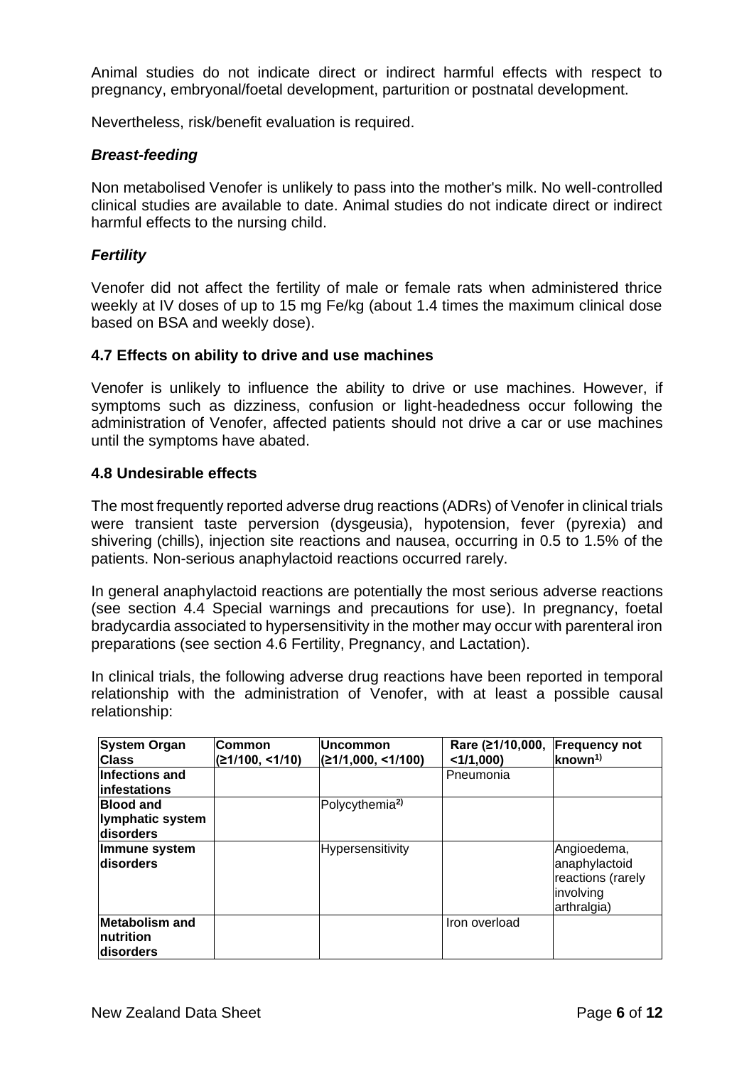Animal studies do not indicate direct or indirect harmful effects with respect to pregnancy, embryonal/foetal development, parturition or postnatal development.

Nevertheless, risk/benefit evaluation is required.

### *Breast-feeding*

Non metabolised Venofer is unlikely to pass into the mother's milk. No well-controlled clinical studies are available to date. Animal studies do not indicate direct or indirect harmful effects to the nursing child.

### *Fertility*

Venofer did not affect the fertility of male or female rats when administered thrice weekly at IV doses of up to 15 mg Fe/kg (about 1.4 times the maximum clinical dose based on BSA and weekly dose).

## 4.7 Effects on ability to drive and use machines

Venofer is unlikely to influence the ability to drive or use machines. However, if symptoms such as dizziness, confusion or light-headedness occur following the administration of Venofer, affected patients should not drive a car or use machines until the symptoms have abated.

## 4.8 Undesirable effects

The most frequently reported adverse drug reactions (ADRs) of Venofer in clinical trials were transient taste perversion (dysgeusia), hypotension, fever (pyrexia) and shivering (chills), injection site reactions and nausea, occurring in 0.5 to 1.5% of the patients. Non-serious anaphylactoid reactions occurred rarely.

In general anaphylactoid reactions are potentially the most serious adverse reactions (see section 4.4 Special warnings and precautions for use). In pregnancy, foetal bradycardia associated to hypersensitivity in the mother may occur with parenteral iron preparations (see section 4.6 Fertility, Pregnancy, and Lactation).

In clinical trials, the following adverse drug reactions have been reported in temporal relationship with the administration of Venofer, with at least a possible causal relationship:

| System Organ Class | Common (≥1/100, <1/10) | Uncommon (≥1/1,000, <1/100) | Rare (≥1/10,000, <1/1,000) | Frequency not known[1)] |
|---|---|---|---|---|
| **Infections and infestations** | | | Pneumonia | |
| **Blood and lymphatic system disorders** | | Polycythemia[2)] | | |
| **Immune system disorders** | | Hypersensitivity | | Angioedema, anaphylactoid reactions (rarely involving arthralgia) |
| **Metabolism and nutrition disorders** | | | Iron overload | |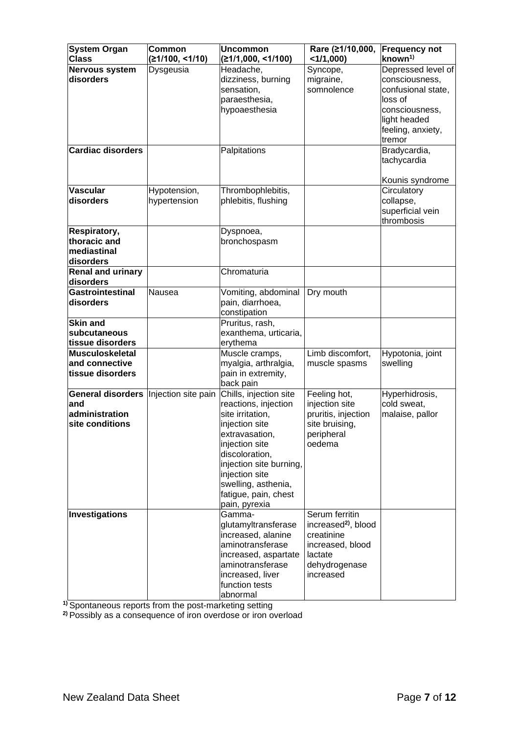| System Organ Class | Common (≥1/100, <1/10) | Uncommon (≥1/1,000, <1/100) | Rare (≥1/10,000, <1/1,000) | Frequency not known[1)] |
|---|---|---|---|---|
| **Nervous system disorders** | Dysgeusia | Headache, dizziness, burning sensation, paraesthesia, hypoaesthesia | Syncope, migraine, somnolence | Depressed level of consciousness, confusional state, loss of consciousness, light headed feeling, anxiety, tremor |
| **Cardiac disorders** | | Palpitations | | Bradycardia, tachycardia<br><br>Kounis syndrome |
| **Vascular disorders** | Hypotension, hypertension | Thrombophlebitis, phlebitis, flushing | | Circulatory collapse, superficial vein thrombosis |
| **Respiratory, thoracic and mediastinal disorders** | | Dyspnoea, bronchospasm | | |
| **Renal and urinary disorders** | | Chromaturia | | |
| **Gastrointestinal disorders** | Nausea | Vomiting, abdominal pain, diarrhoea, constipation | Dry mouth | |
| **Skin and subcutaneous tissue disorders** | | Pruritus, rash, exanthema, urticaria, erythema | | |
| **Musculoskeletal and connective tissue disorders** | | Muscle cramps, myalgia, arthralgia, pain in extremity, back pain | Limb discomfort, muscle spasms | Hypotonia, joint swelling |
| **General disorders and administration site conditions** | Injection site pain | Chills, injection site reactions, injection site irritation, injection site extravasation, injection site discoloration, injection site burning, injection site swelling, asthenia, fatigue, pain, chest pain, pyrexia | Feeling hot, injection site pruritis, injection site bruising, peripheral oedema | Hyperhidrosis, cold sweat, malaise, pallor |
| **Investigations** | | Gamma-glutamyltransferase increased, alanine aminotransferase increased, aspartate aminotransferase increased, liver function tests abnormal | Serum ferritin increased[2)], blood creatinine increased, blood lactate dehydrogenase increased | |

[1)] Spontaneous reports from the post-marketing setting
[2)] Possibly as a consequence of iron overdose or iron overload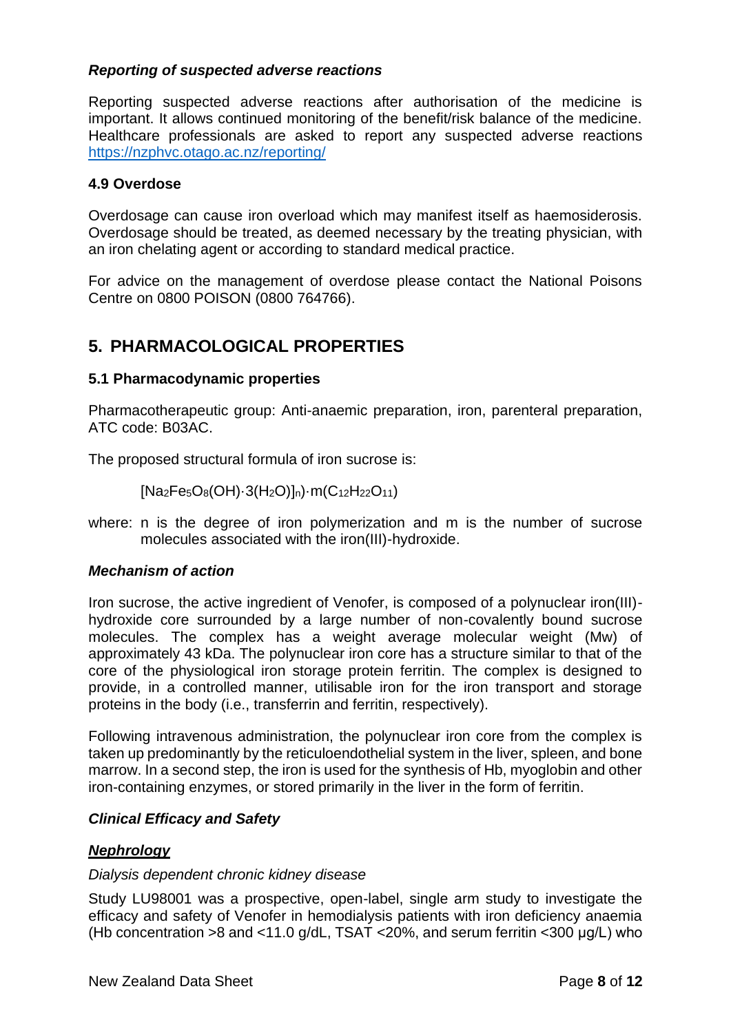***Reporting of suspected adverse reactions***

Reporting suspected adverse reactions after authorisation of the medicine is important. It allows continued monitoring of the benefit/risk balance of the medicine. Healthcare professionals are asked to report any suspected adverse reactions https://nzphvc.otago.ac.nz/reporting/

### 4.9 Overdose

Overdosage can cause iron overload which may manifest itself as haemosiderosis. Overdosage should be treated, as deemed necessary by the treating physician, with an iron chelating agent or according to standard medical practice.

For advice on the management of overdose please contact the National Poisons Centre on 0800 POISON (0800 764766).

## 5. PHARMACOLOGICAL PROPERTIES

### 5.1 Pharmacodynamic properties

Pharmacotherapeutic group: Anti-anaemic preparation, iron, parenteral preparation, ATC code: B03AC.

The proposed structural formula of iron sucrose is:

$$[Na_2Fe_5O_8(OH)\cdot 3(H_2O)]_n)\cdot m(C_{12}H_{22}O_{11})$$

where: n is the degree of iron polymerization and m is the number of sucrose molecules associated with the iron(III)-hydroxide.

***Mechanism of action***

Iron sucrose, the active ingredient of Venofer, is composed of a polynuclear iron(III)-hydroxide core surrounded by a large number of non-covalently bound sucrose molecules. The complex has a weight average molecular weight (Mw) of approximately 43 kDa. The polynuclear iron core has a structure similar to that of the core of the physiological iron storage protein ferritin. The complex is designed to provide, in a controlled manner, utilisable iron for the iron transport and storage proteins in the body (i.e., transferrin and ferritin, respectively).

Following intravenous administration, the polynuclear iron core from the complex is taken up predominantly by the reticuloendothelial system in the liver, spleen, and bone marrow. In a second step, the iron is used for the synthesis of Hb, myoglobin and other iron-containing enzymes, or stored primarily in the liver in the form of ferritin.

***Clinical Efficacy and Safety***

***Nephrology***

*Dialysis dependent chronic kidney disease*

Study LU98001 was a prospective, open-label, single arm study to investigate the efficacy and safety of Venofer in hemodialysis patients with iron deficiency anaemia (Hb concentration >8 and <11.0 g/dL, TSAT <20%, and serum ferritin <300 µg/L) who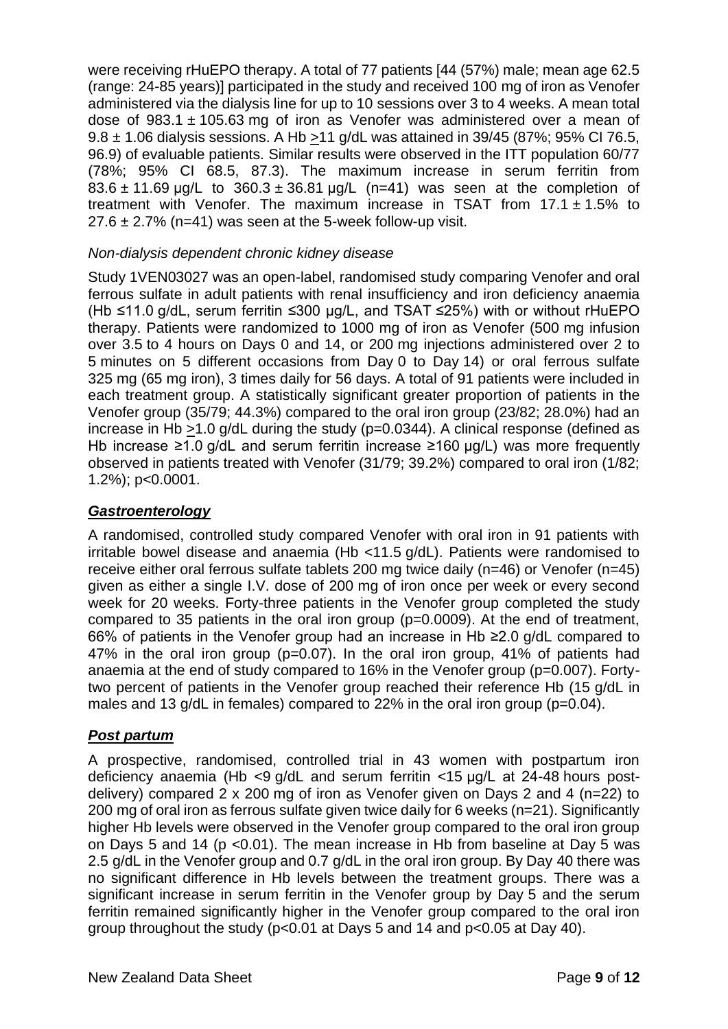were receiving rHuEPO therapy. A total of 77 patients [44 (57%) male; mean age 62.5 (range: 24-85 years)] participated in the study and received 100 mg of iron as Venofer administered via the dialysis line for up to 10 sessions over 3 to 4 weeks. A mean total dose of 983.1 ± 105.63 mg of iron as Venofer was administered over a mean of 9.8 ± 1.06 dialysis sessions. A Hb ≥11 g/dL was attained in 39/45 (87%; 95% CI 76.5, 96.9) of evaluable patients. Similar results were observed in the ITT population 60/77 (78%; 95% CI 68.5, 87.3). The maximum increase in serum ferritin from 83.6 ± 11.69 µg/L to 360.3 ± 36.81 µg/L (n=41) was seen at the completion of treatment with Venofer. The maximum increase in TSAT from 17.1 ± 1.5% to 27.6 ± 2.7% (n=41) was seen at the 5-week follow-up visit.

*Non-dialysis dependent chronic kidney disease*

Study 1VEN03027 was an open-label, randomised study comparing Venofer and oral ferrous sulfate in adult patients with renal insufficiency and iron deficiency anaemia (Hb ≤11.0 g/dL, serum ferritin ≤300 µg/L, and TSAT ≤25%) with or without rHuEPO therapy. Patients were randomized to 1000 mg of iron as Venofer (500 mg infusion over 3.5 to 4 hours on Days 0 and 14, or 200 mg injections administered over 2 to 5 minutes on 5 different occasions from Day 0 to Day 14) or oral ferrous sulfate 325 mg (65 mg iron), 3 times daily for 56 days. A total of 91 patients were included in each treatment group. A statistically significant greater proportion of patients in the Venofer group (35/79; 44.3%) compared to the oral iron group (23/82; 28.0%) had an increase in Hb ≥1.0 g/dL during the study (p=0.0344). A clinical response (defined as Hb increase ≥1.0 g/dL and serum ferritin increase ≥160 µg/L) was more frequently observed in patients treated with Venofer (31/79; 39.2%) compared to oral iron (1/82; 1.2%); p<0.0001.

***Gastroenterology***

A randomised, controlled study compared Venofer with oral iron in 91 patients with irritable bowel disease and anaemia (Hb <11.5 g/dL). Patients were randomised to receive either oral ferrous sulfate tablets 200 mg twice daily (n=46) or Venofer (n=45) given as either a single I.V. dose of 200 mg of iron once per week or every second week for 20 weeks. Forty-three patients in the Venofer group completed the study compared to 35 patients in the oral iron group (p=0.0009). At the end of treatment, 66% of patients in the Venofer group had an increase in Hb ≥2.0 g/dL compared to 47% in the oral iron group (p=0.07). In the oral iron group, 41% of patients had anaemia at the end of study compared to 16% in the Venofer group (p=0.007). Forty-two percent of patients in the Venofer group reached their reference Hb (15 g/dL in males and 13 g/dL in females) compared to 22% in the oral iron group (p=0.04).

***Post partum***

A prospective, randomised, controlled trial in 43 women with postpartum iron deficiency anaemia (Hb <9 g/dL and serum ferritin <15 µg/L at 24-48 hours post-delivery) compared 2 x 200 mg of iron as Venofer given on Days 2 and 4 (n=22) to 200 mg of oral iron as ferrous sulfate given twice daily for 6 weeks (n=21). Significantly higher Hb levels were observed in the Venofer group compared to the oral iron group on Days 5 and 14 (p <0.01). The mean increase in Hb from baseline at Day 5 was 2.5 g/dL in the Venofer group and 0.7 g/dL in the oral iron group. By Day 40 there was no significant difference in Hb levels between the treatment groups. There was a significant increase in serum ferritin in the Venofer group by Day 5 and the serum ferritin remained significantly higher in the Venofer group compared to the oral iron group throughout the study (p<0.01 at Days 5 and 14 and p<0.05 at Day 40).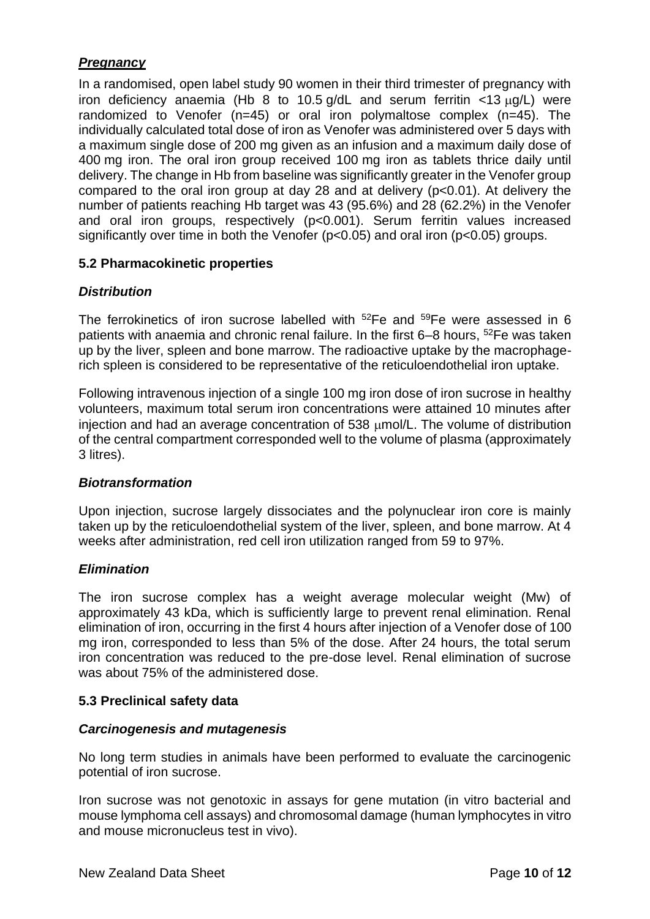***Pregnancy***

In a randomised, open label study 90 women in their third trimester of pregnancy with iron deficiency anaemia (Hb 8 to 10.5 g/dL and serum ferritin <13 μg/L) were randomized to Venofer (n=45) or oral iron polymaltose complex (n=45). The individually calculated total dose of iron as Venofer was administered over 5 days with a maximum single dose of 200 mg given as an infusion and a maximum daily dose of 400 mg iron. The oral iron group received 100 mg iron as tablets thrice daily until delivery. The change in Hb from baseline was significantly greater in the Venofer group compared to the oral iron group at day 28 and at delivery ($p<0.01$). At delivery the number of patients reaching Hb target was 43 (95.6%) and 28 (62.2%) in the Venofer and oral iron groups, respectively ($p<0.001$). Serum ferritin values increased significantly over time in both the Venofer ($p<0.05$) and oral iron ($p<0.05$) groups.

## 5.2 Pharmacokinetic properties

### *Distribution*

The ferrokinetics of iron sucrose labelled with $^{52}Fe$ and $^{59}Fe$ were assessed in 6 patients with anaemia and chronic renal failure. In the first 6–8 hours, $^{52}Fe$ was taken up by the liver, spleen and bone marrow. The radioactive uptake by the macrophage-rich spleen is considered to be representative of the reticuloendothelial iron uptake.

Following intravenous injection of a single 100 mg iron dose of iron sucrose in healthy volunteers, maximum total serum iron concentrations were attained 10 minutes after injection and had an average concentration of 538 μmol/L. The volume of distribution of the central compartment corresponded well to the volume of plasma (approximately 3 litres).

### *Biotransformation*

Upon injection, sucrose largely dissociates and the polynuclear iron core is mainly taken up by the reticuloendothelial system of the liver, spleen, and bone marrow. At 4 weeks after administration, red cell iron utilization ranged from 59 to 97%.

### *Elimination*

The iron sucrose complex has a weight average molecular weight (Mw) of approximately 43 kDa, which is sufficiently large to prevent renal elimination. Renal elimination of iron, occurring in the first 4 hours after injection of a Venofer dose of 100 mg iron, corresponded to less than 5% of the dose. After 24 hours, the total serum iron concentration was reduced to the pre-dose level. Renal elimination of sucrose was about 75% of the administered dose.

## 5.3 Preclinical safety data

### *Carcinogenesis and mutagenesis*

No long term studies in animals have been performed to evaluate the carcinogenic potential of iron sucrose.

Iron sucrose was not genotoxic in assays for gene mutation (in vitro bacterial and mouse lymphoma cell assays) and chromosomal damage (human lymphocytes in vitro and mouse micronucleus test in vivo).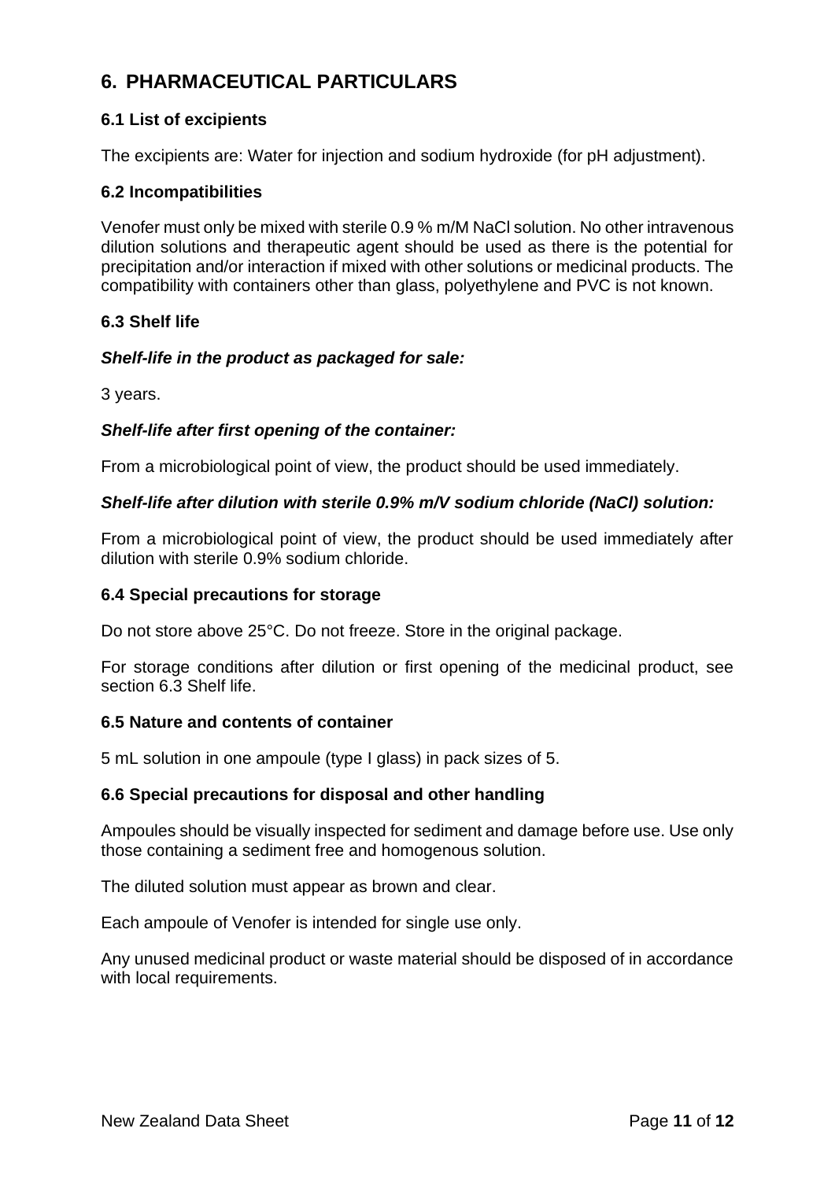# 6. PHARMACEUTICAL PARTICULARS

### 6.1 List of excipients

The excipients are: Water for injection and sodium hydroxide (for pH adjustment).

### 6.2 Incompatibilities

Venofer must only be mixed with sterile 0.9 % m/M NaCl solution. No other intravenous dilution solutions and therapeutic agent should be used as there is the potential for precipitation and/or interaction if mixed with other solutions or medicinal products. The compatibility with containers other than glass, polyethylene and PVC is not known.

### 6.3 Shelf life

***Shelf-life in the product as packaged for sale:***

3 years.

***Shelf-life after first opening of the container:***

From a microbiological point of view, the product should be used immediately.

***Shelf-life after dilution with sterile 0.9% m/V sodium chloride (NaCl) solution:***

From a microbiological point of view, the product should be used immediately after dilution with sterile 0.9% sodium chloride.

### 6.4 Special precautions for storage

Do not store above 25°C. Do not freeze. Store in the original package.

For storage conditions after dilution or first opening of the medicinal product, see section 6.3 Shelf life.

### 6.5 Nature and contents of container

5 mL solution in one ampoule (type I glass) in pack sizes of 5.

### 6.6 Special precautions for disposal and other handling

Ampoules should be visually inspected for sediment and damage before use. Use only those containing a sediment free and homogenous solution.

The diluted solution must appear as brown and clear.

Each ampoule of Venofer is intended for single use only.

Any unused medicinal product or waste material should be disposed of in accordance with local requirements.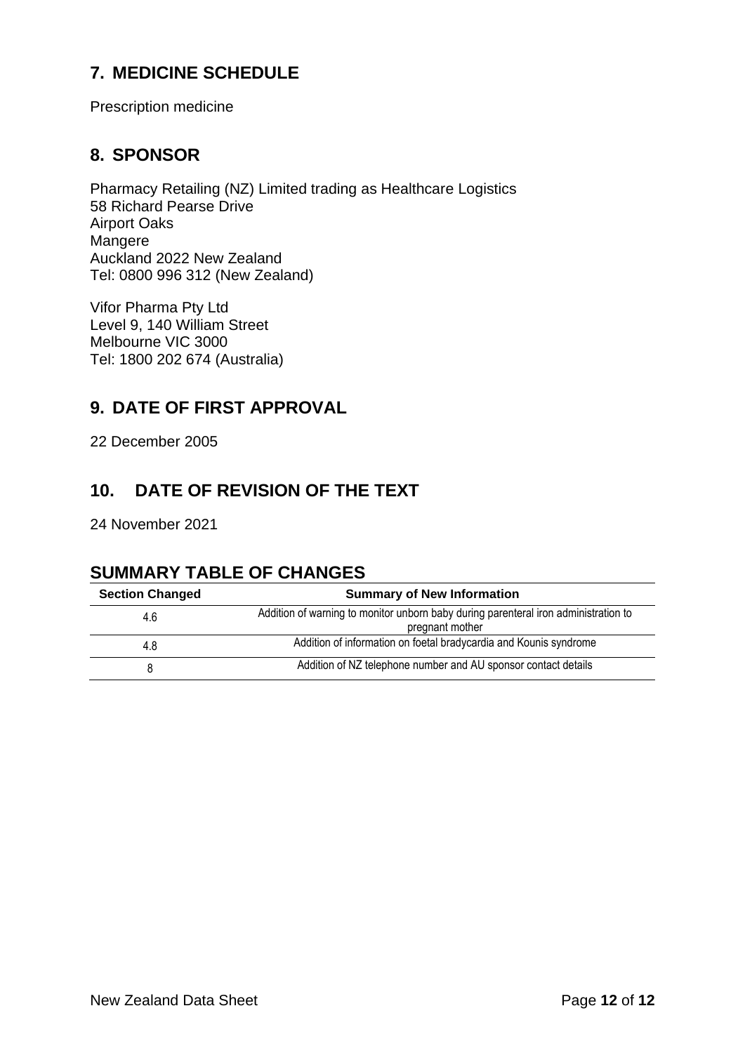## 7. MEDICINE SCHEDULE

Prescription medicine

## 8. SPONSOR

Pharmacy Retailing (NZ) Limited trading as Healthcare Logistics
58 Richard Pearse Drive
Airport Oaks
Mangere
Auckland 2022 New Zealand
Tel: 0800 996 312 (New Zealand)

Vifor Pharma Pty Ltd
Level 9, 140 William Street
Melbourne VIC 3000
Tel: 1800 202 674 (Australia)

## 9. DATE OF FIRST APPROVAL

22 December 2005

## 10. DATE OF REVISION OF THE TEXT

24 November 2021

## SUMMARY TABLE OF CHANGES

| Section Changed | Summary of New Information |
| --- | --- |
| 4.6 | Addition of warning to monitor unborn baby during parenteral iron administration to pregnant mother |
| 4.8 | Addition of information on foetal bradycardia and Kounis syndrome |
| 8 | Addition of NZ telephone number and AU sponsor contact details |